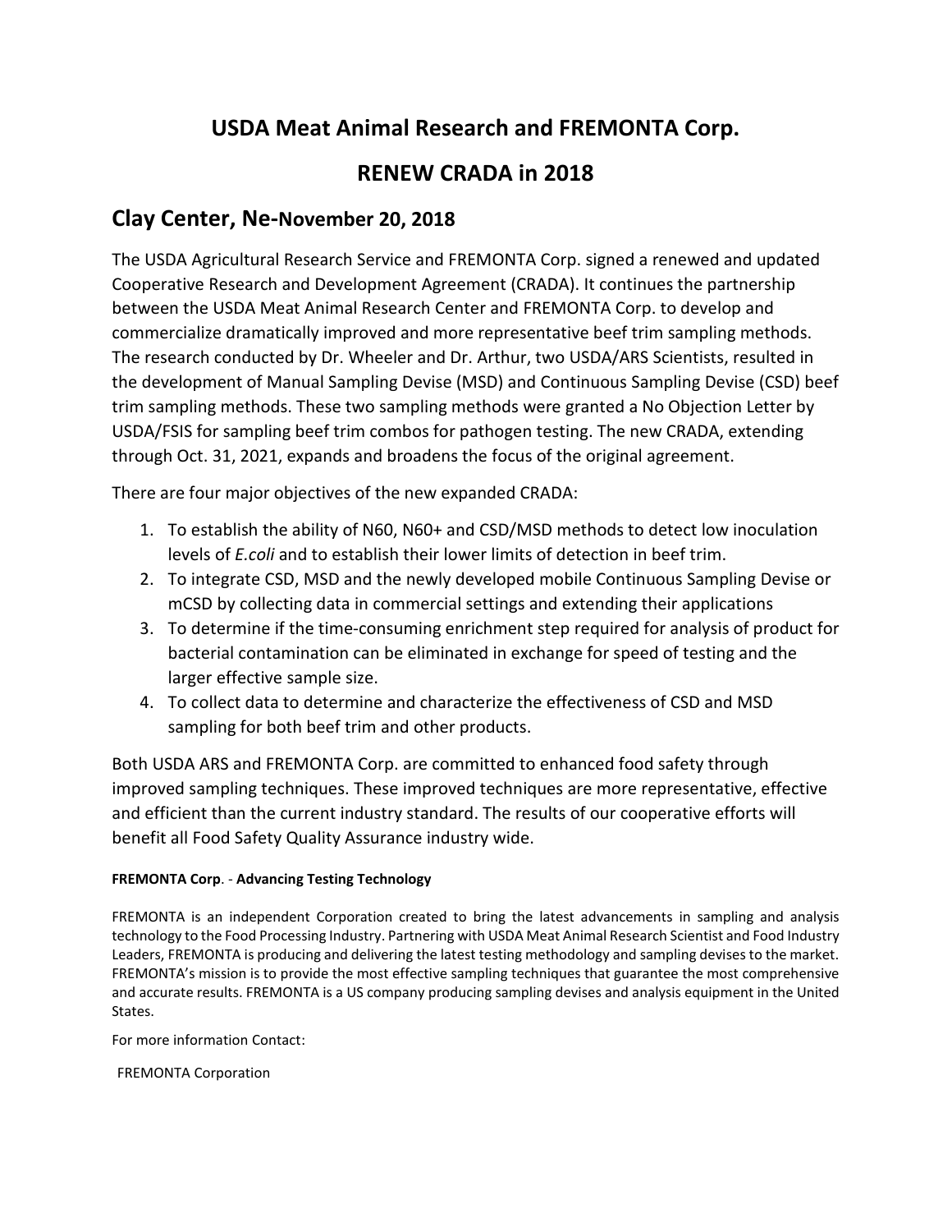# USDA Meat Animal Research and FREMONTA Corp.

# RENEW CRADA in 2018

## Clay Center, Ne-November 20, 2018

The USDA Agricultural Research Service and FREMONTA Corp. signed a renewed and updated Cooperative Research and Development Agreement (CRADA). It continues the partnership between the USDA Meat Animal Research Center and FREMONTA Corp. to develop and commercialize dramatically improved and more representative beef trim sampling methods. The research conducted by Dr. Wheeler and Dr. Arthur, two USDA/ARS Scientists, resulted in the development of Manual Sampling Devise (MSD) and Continuous Sampling Devise (CSD) beef trim sampling methods. These two sampling methods were granted a No Objection Letter by USDA/FSIS for sampling beef trim combos for pathogen testing. The new CRADA, extending through Oct. 31, 2021, expands and broadens the focus of the original agreement.

There are four major objectives of the new expanded CRADA:

1. To establish the ability of N60, N60+ and CSD/MSD methods to detect low inoculation levels of *E.coli* and to establish their lower limits of detection in beef trim.
2. To integrate CSD, MSD and the newly developed mobile Continuous Sampling Devise or mCSD by collecting data in commercial settings and extending their applications
3. To determine if the time-consuming enrichment step required for analysis of product for bacterial contamination can be eliminated in exchange for speed of testing and the larger effective sample size.
4. To collect data to determine and characterize the effectiveness of CSD and MSD sampling for both beef trim and other products.

Both USDA ARS and FREMONTA Corp. are committed to enhanced food safety through improved sampling techniques. These improved techniques are more representative, effective and efficient than the current industry standard. The results of our cooperative efforts will benefit all Food Safety Quality Assurance industry wide.

**FREMONTA Corp**. - **Advancing Testing Technology**

FREMONTA is an independent Corporation created to bring the latest advancements in sampling and analysis technology to the Food Processing Industry. Partnering with USDA Meat Animal Research Scientist and Food Industry Leaders, FREMONTA is producing and delivering the latest testing methodology and sampling devises to the market. FREMONTA's mission is to provide the most effective sampling techniques that guarantee the most comprehensive and accurate results. FREMONTA is a US company producing sampling devises and analysis equipment in the United States.

For more information Contact:

FREMONTA Corporation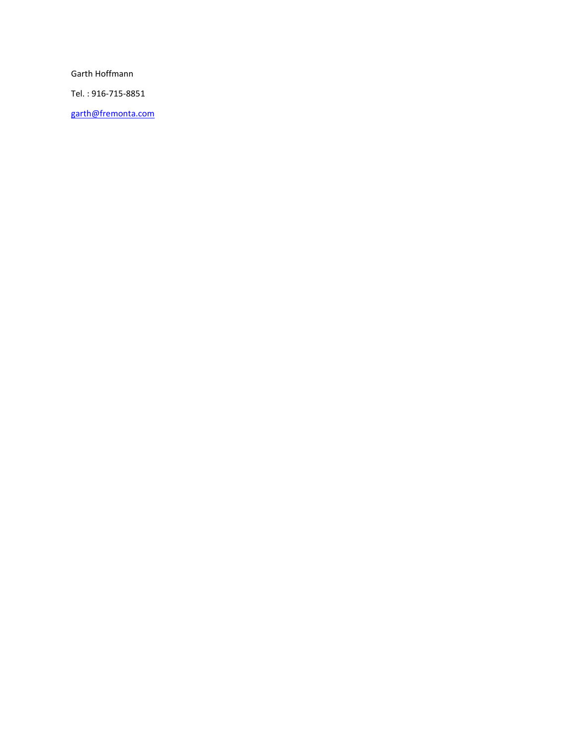Garth Hoffmann

Tel. : 916-715-8851

garth@fremonta.com